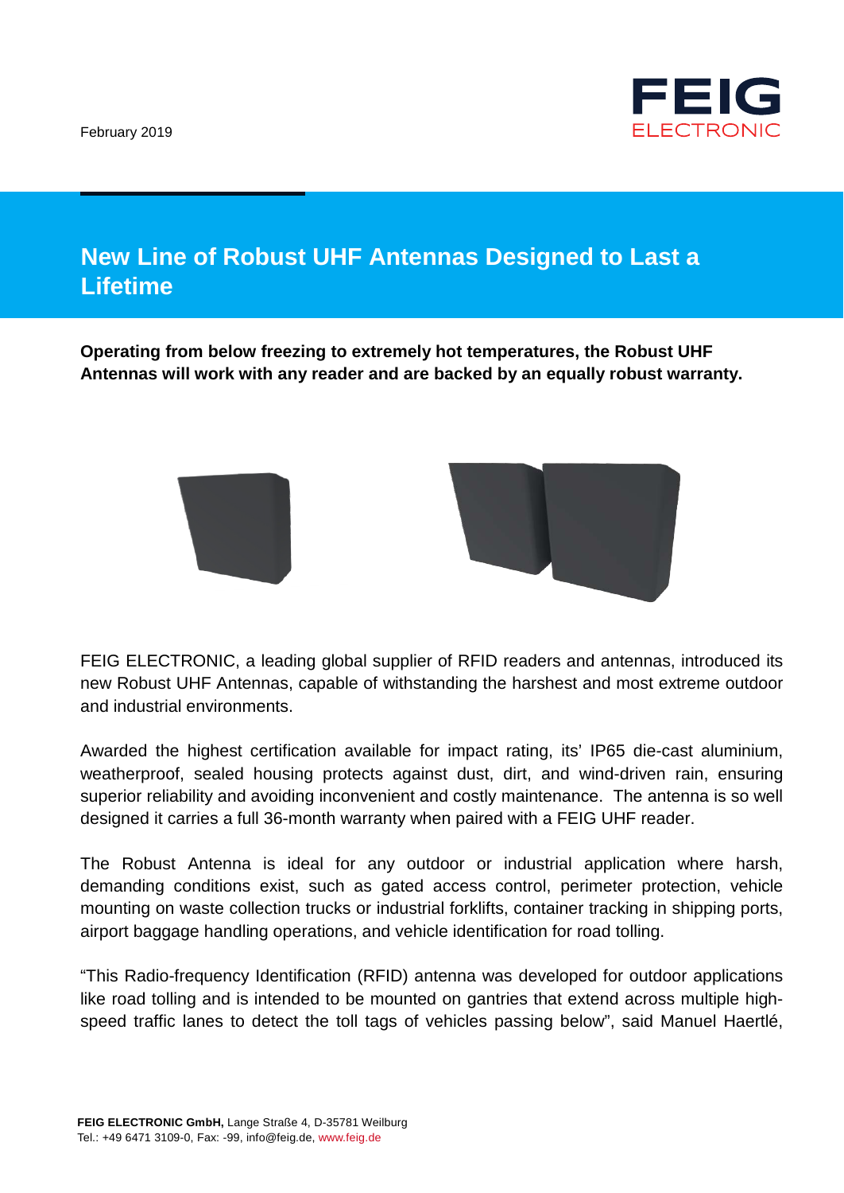February 2019

# New Line of Robust UHF Antennas Designed to Last a Lifetime

**Operating from below freezing to extremely hot temperatures, the Robust UHF Antennas will work with any reader and are backed by an equally robust warranty.**

FEIG ELECTRONIC, a leading global supplier of RFID readers and antennas, introduced its new Robust UHF Antennas, capable of withstanding the harshest and most extreme outdoor and industrial environments.

Awarded the highest certification available for impact rating, its' IP65 die-cast aluminium, weatherproof, sealed housing protects against dust, dirt, and wind-driven rain, ensuring superior reliability and avoiding inconvenient and costly maintenance. The antenna is so well designed it carries a full 36-month warranty when paired with a FEIG UHF reader.

The Robust Antenna is ideal for any outdoor or industrial application where harsh, demanding conditions exist, such as gated access control, perimeter protection, vehicle mounting on waste collection trucks or industrial forklifts, container tracking in shipping ports, airport baggage handling operations, and vehicle identification for road tolling.

"This Radio-frequency Identification (RFID) antenna was developed for outdoor applications like road tolling and is intended to be mounted on gantries that extend across multiple high-speed traffic lanes to detect the toll tags of vehicles passing below", said Manuel Haertlé,

**FEIG ELECTRONIC GmbH,** Lange Straße 4, D-35781 Weilburg
Tel.: +49 6471 3109-0, Fax: -99, info@feig.de, www.feig.de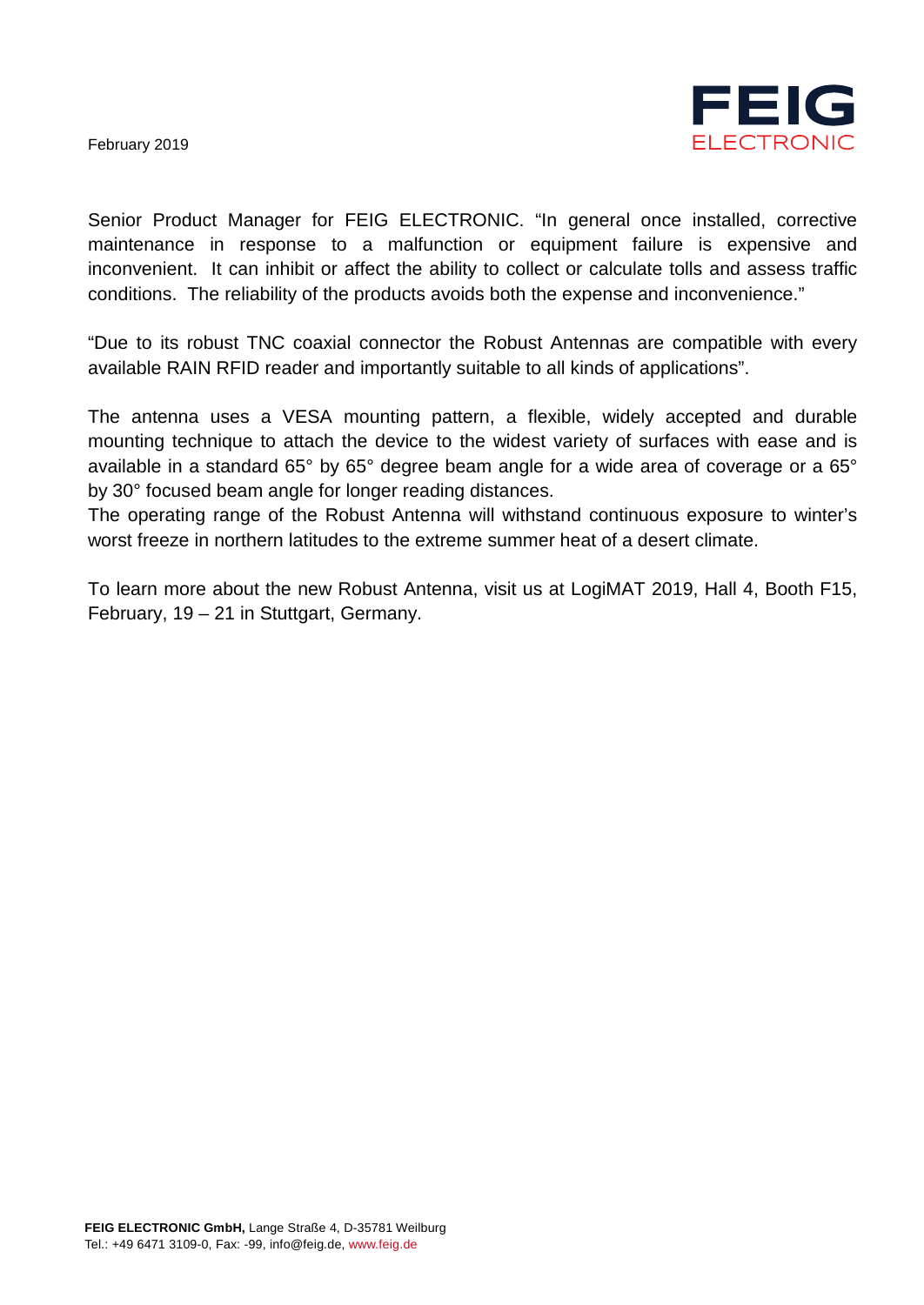Senior Product Manager for FEIG ELECTRONIC. “In general once installed, corrective maintenance in response to a malfunction or equipment failure is expensive and inconvenient. It can inhibit or affect the ability to collect or calculate tolls and assess traffic conditions. The reliability of the products avoids both the expense and inconvenience.”

“Due to its robust TNC coaxial connector the Robust Antennas are compatible with every available RAIN RFID reader and importantly suitable to all kinds of applications”.

The antenna uses a VESA mounting pattern, a flexible, widely accepted and durable mounting technique to attach the device to the widest variety of surfaces with ease and is available in a standard 65° by 65° degree beam angle for a wide area of coverage or a 65° by 30° focused beam angle for longer reading distances.
The operating range of the Robust Antenna will withstand continuous exposure to winter's worst freeze in northern latitudes to the extreme summer heat of a desert climate.

To learn more about the new Robust Antenna, visit us at LogiMAT 2019, Hall 4, Booth F15, February, 19 – 21 in Stuttgart, Germany.

**FEIG ELECTRONIC GmbH,** Lange Straße 4, D-35781 Weilburg
Tel.: +49 6471 3109-0, Fax: -99, info@feig.de, www.feig.de